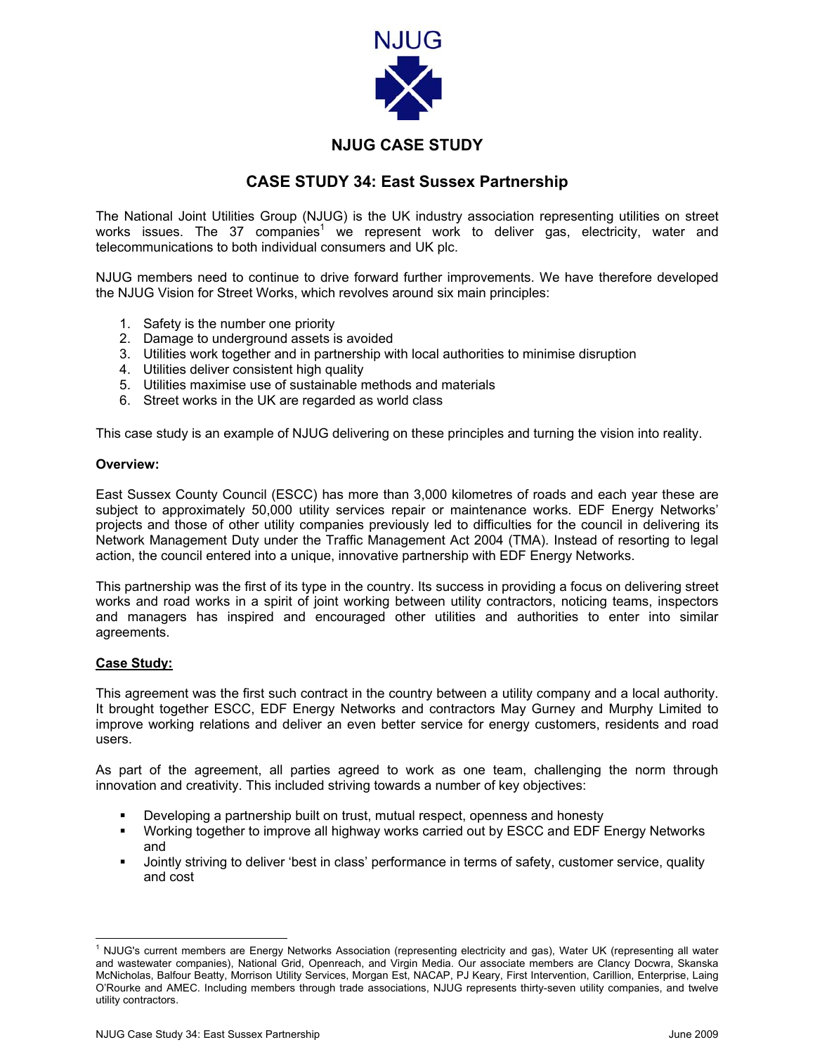NJUG

# NJUG CASE STUDY

## CASE STUDY 34: East Sussex Partnership

The National Joint Utilities Group (NJUG) is the UK industry association representing utilities on street works issues. The 37 companies[1] we represent work to deliver gas, electricity, water and telecommunications to both individual consumers and UK plc.

NJUG members need to continue to drive forward further improvements. We have therefore developed the NJUG Vision for Street Works, which revolves around six main principles:

1. Safety is the number one priority
2. Damage to underground assets is avoided
3. Utilities work together and in partnership with local authorities to minimise disruption
4. Utilities deliver consistent high quality
5. Utilities maximise use of sustainable methods and materials
6. Street works in the UK are regarded as world class

This case study is an example of NJUG delivering on these principles and turning the vision into reality.

**Overview:**

East Sussex County Council (ESCC) has more than 3,000 kilometres of roads and each year these are subject to approximately 50,000 utility services repair or maintenance works. EDF Energy Networks' projects and those of other utility companies previously led to difficulties for the council in delivering its Network Management Duty under the Traffic Management Act 2004 (TMA). Instead of resorting to legal action, the council entered into a unique, innovative partnership with EDF Energy Networks.

This partnership was the first of its type in the country. Its success in providing a focus on delivering street works and road works in a spirit of joint working between utility contractors, noticing teams, inspectors and managers has inspired and encouraged other utilities and authorities to enter into similar agreements.

**Case Study:**

This agreement was the first such contract in the country between a utility company and a local authority. It brought together ESCC, EDF Energy Networks and contractors May Gurney and Murphy Limited to improve working relations and deliver an even better service for energy customers, residents and road users.

As part of the agreement, all parties agreed to work as one team, challenging the norm through innovation and creativity. This included striving towards a number of key objectives:

- Developing a partnership built on trust, mutual respect, openness and honesty
- Working together to improve all highway works carried out by ESCC and EDF Energy Networks and
- Jointly striving to deliver 'best in class' performance in terms of safety, customer service, quality and cost

[1] NJUG's current members are Energy Networks Association (representing electricity and gas), Water UK (representing all water and wastewater companies), National Grid, Openreach, and Virgin Media. Our associate members are Clancy Docwra, Skanska McNicholas, Balfour Beatty, Morrison Utility Services, Morgan Est, NACAP, PJ Keary, First Intervention, Carillion, Enterprise, Laing O'Rourke and AMEC. Including members through trade associations, NJUG represents thirty-seven utility companies, and twelve utility contractors.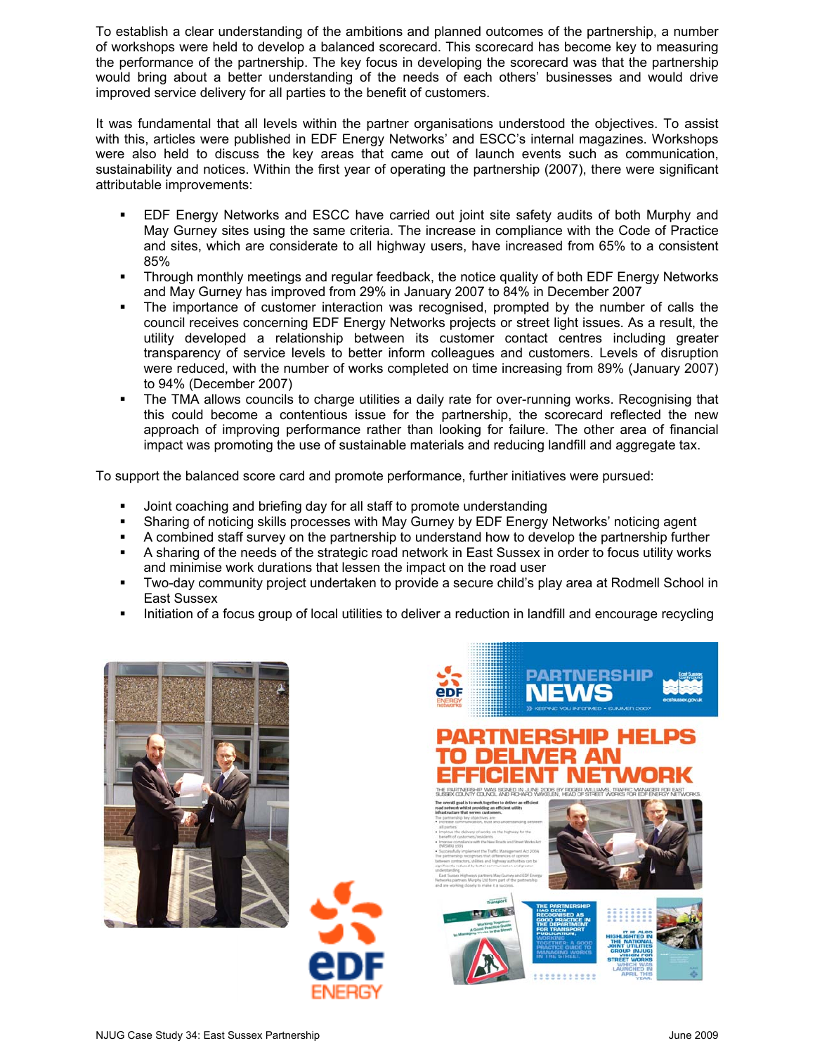To establish a clear understanding of the ambitions and planned outcomes of the partnership, a number of workshops were held to develop a balanced scorecard. This scorecard has become key to measuring the performance of the partnership. The key focus in developing the scorecard was that the partnership would bring about a better understanding of the needs of each others' businesses and would drive improved service delivery for all parties to the benefit of customers.

It was fundamental that all levels within the partner organisations understood the objectives. To assist with this, articles were published in EDF Energy Networks' and ESCC's internal magazines. Workshops were also held to discuss the key areas that came out of launch events such as communication, sustainability and notices. Within the first year of operating the partnership (2007), there were significant attributable improvements:

- EDF Energy Networks and ESCC have carried out joint site safety audits of both Murphy and May Gurney sites using the same criteria. The increase in compliance with the Code of Practice and sites, which are considerate to all highway users, have increased from 65% to a consistent 85%
- Through monthly meetings and regular feedback, the notice quality of both EDF Energy Networks and May Gurney has improved from 29% in January 2007 to 84% in December 2007
- The importance of customer interaction was recognised, prompted by the number of calls the council receives concerning EDF Energy Networks projects or street light issues. As a result, the utility developed a relationship between its customer contact centres including greater transparency of service levels to better inform colleagues and customers. Levels of disruption were reduced, with the number of works completed on time increasing from 89% (January 2007) to 94% (December 2007)
- The TMA allows councils to charge utilities a daily rate for over-running works. Recognising that this could become a contentious issue for the partnership, the scorecard reflected the new approach of improving performance rather than looking for failure. The other area of financial impact was promoting the use of sustainable materials and reducing landfill and aggregate tax.

To support the balanced score card and promote performance, further initiatives were pursued:

- Joint coaching and briefing day for all staff to promote understanding
- Sharing of noticing skills processes with May Gurney by EDF Energy Networks' noticing agent
- A combined staff survey on the partnership to understand how to develop the partnership further
- A sharing of the needs of the strategic road network in East Sussex in order to focus utility works and minimise work durations that lessen the impact on the road user
- Two-day community project undertaken to provide a secure child's play area at Rodmell School in East Sussex
- Initiation of a focus group of local utilities to deliver a reduction in landfill and encourage recycling